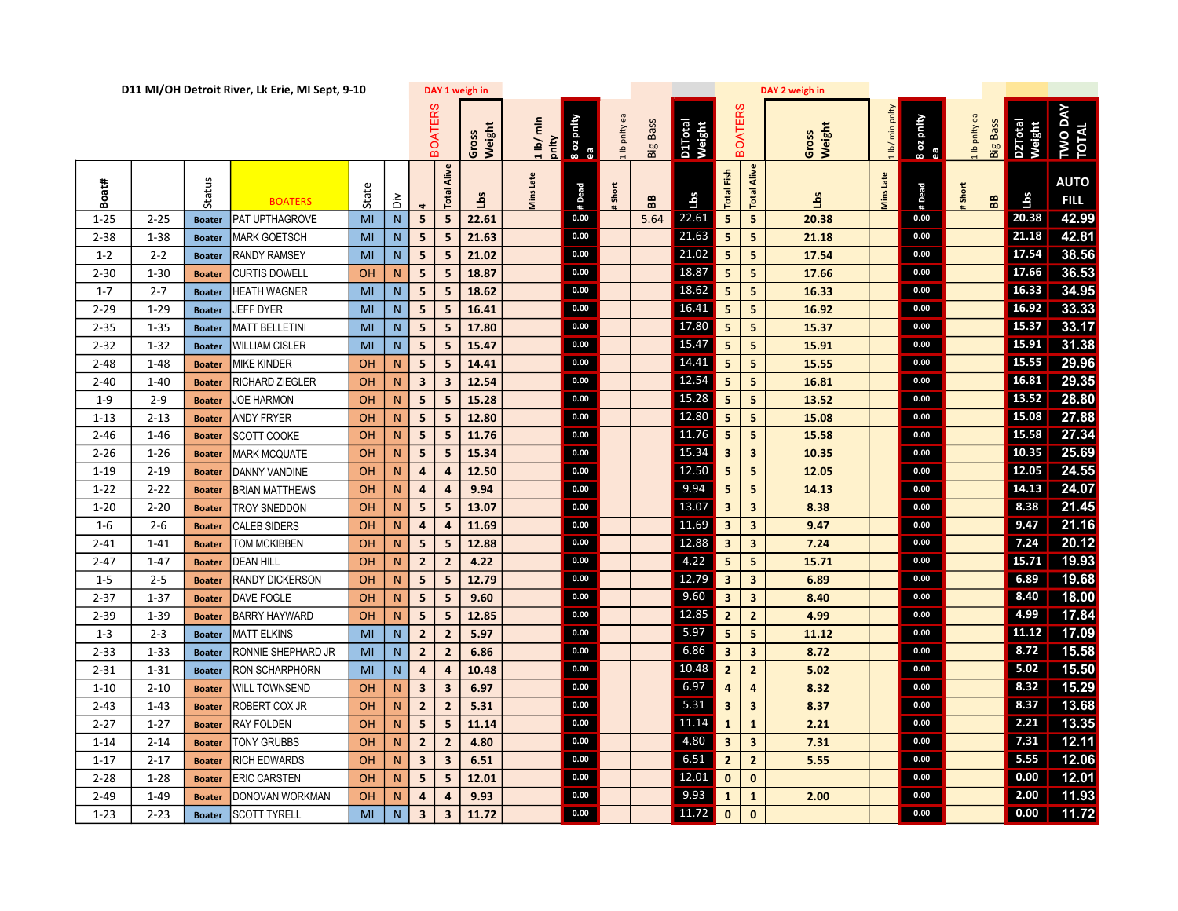D11 MI/OH Detroit River, Lk Erie, MI Sept, 9-10

| Boat# | | Status | BOATERS | State | Div | DAY 1 weigh in BOATERS 4 | Total Alive | Gross Weight Lbs | 1 lb/ min pnlty Mins Late | 8 oz pnlty ea # Dead | 1 lb pnlty ea # Short | Big Bass BB | D1Total Weight Lbs | DAY 2 weigh in BOATERS Total Fish | Total Alive | Gross Weight Lbs | 1 lb/ min pnlty Mins Late | 8 oz pnlty ea # Dead | 1 lb pnlty ea # Short | Big Bass BB | D2Total Weight Lbs | TWO DAY TOTAL AUTO FILL |
|---|---|---|---|---|---|---|---|---|---|---|---|---|---|---|---|---|---|---|---|---|---|---|
| 1-25 | 2-25 | Boater | PAT UPTHAGROVE | MI | N | 5 | 5 | 22.61 | | 0.00 | | 5.64 | 22.61 | 5 | 5 | 20.38 | | 0.00 | | | 20.38 | 42.99 |
| 2-38 | 1-38 | Boater | MARK GOETSCH | MI | N | 5 | 5 | 21.63 | | 0.00 | | | 21.63 | 5 | 5 | 21.18 | | 0.00 | | | 21.18 | 42.81 |
| 1-2 | 2-2 | Boater | RANDY RAMSEY | MI | N | 5 | 5 | 21.02 | | 0.00 | | | 21.02 | 5 | 5 | 17.54 | | 0.00 | | | 17.54 | 38.56 |
| 2-30 | 1-30 | Boater | CURTIS DOWELL | OH | N | 5 | 5 | 18.87 | | 0.00 | | | 18.87 | 5 | 5 | 17.66 | | 0.00 | | | 17.66 | 36.53 |
| 1-7 | 2-7 | Boater | HEATH WAGNER | MI | N | 5 | 5 | 18.62 | | 0.00 | | | 18.62 | 5 | 5 | 16.33 | | 0.00 | | | 16.33 | 34.95 |
| 2-29 | 1-29 | Boater | JEFF DYER | MI | N | 5 | 5 | 16.41 | | 0.00 | | | 16.41 | 5 | 5 | 16.92 | | 0.00 | | | 16.92 | 33.33 |
| 2-35 | 1-35 | Boater | MATT BELLETINI | MI | N | 5 | 5 | 17.80 | | 0.00 | | | 17.80 | 5 | 5 | 15.37 | | 0.00 | | | 15.37 | 33.17 |
| 2-32 | 1-32 | Boater | WILLIAM CISLER | MI | N | 5 | 5 | 15.47 | | 0.00 | | | 15.47 | 5 | 5 | 15.91 | | 0.00 | | | 15.91 | 31.38 |
| 2-48 | 1-48 | Boater | MIKE KINDER | OH | N | 5 | 5 | 14.41 | | 0.00 | | | 14.41 | 5 | 5 | 15.55 | | 0.00 | | | 15.55 | 29.96 |
| 2-40 | 1-40 | Boater | RICHARD ZIEGLER | OH | N | 3 | 3 | 12.54 | | 0.00 | | | 12.54 | 5 | 5 | 16.81 | | 0.00 | | | 16.81 | 29.35 |
| 1-9 | 2-9 | Boater | JOE HARMON | OH | N | 5 | 5 | 15.28 | | 0.00 | | | 15.28 | 5 | 5 | 13.52 | | 0.00 | | | 13.52 | 28.80 |
| 1-13 | 2-13 | Boater | ANDY FRYER | OH | N | 5 | 5 | 12.80 | | 0.00 | | | 12.80 | 5 | 5 | 15.08 | | 0.00 | | | 15.08 | 27.88 |
| 2-46 | 1-46 | Boater | SCOTT COOKE | OH | N | 5 | 5 | 11.76 | | 0.00 | | | 11.76 | 5 | 5 | 15.58 | | 0.00 | | | 15.58 | 27.34 |
| 2-26 | 1-26 | Boater | MARK MCQUATE | OH | N | 5 | 5 | 15.34 | | 0.00 | | | 15.34 | 3 | 3 | 10.35 | | 0.00 | | | 10.35 | 25.69 |
| 1-19 | 2-19 | Boater | DANNY VANDINE | OH | N | 4 | 4 | 12.50 | | 0.00 | | | 12.50 | 5 | 5 | 12.05 | | 0.00 | | | 12.05 | 24.55 |
| 1-22 | 2-22 | Boater | BRIAN MATTHEWS | OH | N | 4 | 4 | 9.94 | | 0.00 | | | 9.94 | 5 | 5 | 14.13 | | 0.00 | | | 14.13 | 24.07 |
| 1-20 | 2-20 | Boater | TROY SNEDDON | OH | N | 5 | 5 | 13.07 | | 0.00 | | | 13.07 | 3 | 3 | 8.38 | | 0.00 | | | 8.38 | 21.45 |
| 1-6 | 2-6 | Boater | CALEB SIDERS | OH | N | 4 | 4 | 11.69 | | 0.00 | | | 11.69 | 3 | 3 | 9.47 | | 0.00 | | | 9.47 | 21.16 |
| 2-41 | 1-41 | Boater | TOM MCKIBBEN | OH | N | 5 | 5 | 12.88 | | 0.00 | | | 12.88 | 3 | 3 | 7.24 | | 0.00 | | | 7.24 | 20.12 |
| 2-47 | 1-47 | Boater | DEAN HILL | OH | N | 2 | 2 | 4.22 | | 0.00 | | | 4.22 | 5 | 5 | 15.71 | | 0.00 | | | 15.71 | 19.93 |
| 1-5 | 2-5 | Boater | RANDY DICKERSON | OH | N | 5 | 5 | 12.79 | | 0.00 | | | 12.79 | 3 | 3 | 6.89 | | 0.00 | | | 6.89 | 19.68 |
| 2-37 | 1-37 | Boater | DAVE FOGLE | OH | N | 5 | 5 | 9.60 | | 0.00 | | | 9.60 | 3 | 3 | 8.40 | | 0.00 | | | 8.40 | 18.00 |
| 2-39 | 1-39 | Boater | BARRY HAYWARD | OH | N | 5 | 5 | 12.85 | | 0.00 | | | 12.85 | 2 | 2 | 4.99 | | 0.00 | | | 4.99 | 17.84 |
| 1-3 | 2-3 | Boater | MATT ELKINS | MI | N | 2 | 2 | 5.97 | | 0.00 | | | 5.97 | 5 | 5 | 11.12 | | 0.00 | | | 11.12 | 17.09 |
| 2-33 | 1-33 | Boater | RONNIE SHEPHARD JR | MI | N | 2 | 2 | 6.86 | | 0.00 | | | 6.86 | 3 | 3 | 8.72 | | 0.00 | | | 8.72 | 15.58 |
| 2-31 | 1-31 | Boater | RON SCHARPHORN | MI | N | 4 | 4 | 10.48 | | 0.00 | | | 10.48 | 2 | 2 | 5.02 | | 0.00 | | | 5.02 | 15.50 |
| 1-10 | 2-10 | Boater | WILL TOWNSEND | OH | N | 3 | 3 | 6.97 | | 0.00 | | | 6.97 | 4 | 4 | 8.32 | | 0.00 | | | 8.32 | 15.29 |
| 2-43 | 1-43 | Boater | ROBERT COX JR | OH | N | 2 | 2 | 5.31 | | 0.00 | | | 5.31 | 3 | 3 | 8.37 | | 0.00 | | | 8.37 | 13.68 |
| 2-27 | 1-27 | Boater | RAY FOLDEN | OH | N | 5 | 5 | 11.14 | | 0.00 | | | 11.14 | 1 | 1 | 2.21 | | 0.00 | | | 2.21 | 13.35 |
| 1-14 | 2-14 | Boater | TONY GRUBBS | OH | N | 2 | 2 | 4.80 | | 0.00 | | | 4.80 | 3 | 3 | 7.31 | | 0.00 | | | 7.31 | 12.11 |
| 1-17 | 2-17 | Boater | RICH EDWARDS | OH | N | 3 | 3 | 6.51 | | 0.00 | | | 6.51 | 2 | 2 | 5.55 | | 0.00 | | | 5.55 | 12.06 |
| 2-28 | 1-28 | Boater | ERIC CARSTEN | OH | N | 5 | 5 | 12.01 | | 0.00 | | | 12.01 | 0 | 0 | | | 0.00 | | | 0.00 | 12.01 |
| 2-49 | 1-49 | Boater | DONOVAN WORKMAN | OH | N | 4 | 4 | 9.93 | | 0.00 | | | 9.93 | 1 | 1 | 2.00 | | 0.00 | | | 2.00 | 11.93 |
| 1-23 | 2-23 | Boater | SCOTT TYRELL | MI | N | 3 | 3 | 11.72 | | 0.00 | | | 11.72 | 0 | 0 | | | 0.00 | | | 0.00 | 11.72 |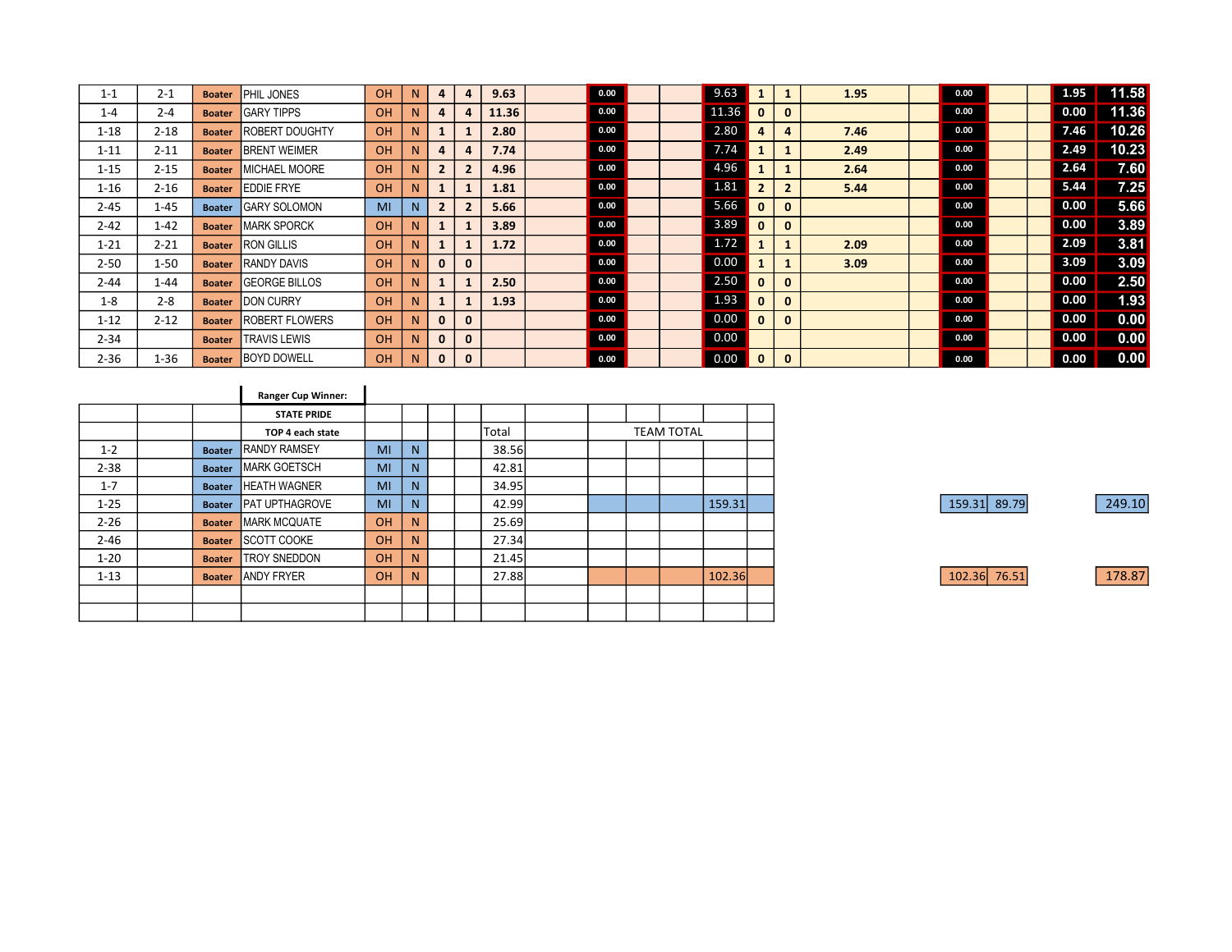| | | | | | | | | | | | | | | | | | | | | | | |
|---|---|---|---|---|---|---|---|---|---|---|---|---|---|---|---|---|---|---|---|---|---|---|
| 1-1 | 2-1 | Boater | PHIL JONES | OH | N | 4 | 4 | 9.63 | | 0.00 | | | 9.63 | 1 | 1 | 1.95 | | 0.00 | | | 1.95 | 11.58 |
| 1-4 | 2-4 | Boater | GARY TIPPS | OH | N | 4 | 4 | 11.36 | | 0.00 | | | 11.36 | 0 | 0 | | | 0.00 | | | 0.00 | 11.36 |
| 1-18 | 2-18 | Boater | ROBERT DOUGHTY | OH | N | 1 | 1 | 2.80 | | 0.00 | | | 2.80 | 4 | 4 | 7.46 | | 0.00 | | | 7.46 | 10.26 |
| 1-11 | 2-11 | Boater | BRENT WEIMER | OH | N | 4 | 4 | 7.74 | | 0.00 | | | 7.74 | 1 | 1 | 2.49 | | 0.00 | | | 2.49 | 10.23 |
| 1-15 | 2-15 | Boater | MICHAEL MOORE | OH | N | 2 | 2 | 4.96 | | 0.00 | | | 4.96 | 1 | 1 | 2.64 | | 0.00 | | | 2.64 | 7.60 |
| 1-16 | 2-16 | Boater | EDDIE FRYE | OH | N | 1 | 1 | 1.81 | | 0.00 | | | 1.81 | 2 | 2 | 5.44 | | 0.00 | | | 5.44 | 7.25 |
| 2-45 | 1-45 | Boater | GARY SOLOMON | MI | N | 2 | 2 | 5.66 | | 0.00 | | | 5.66 | 0 | 0 | | | 0.00 | | | 0.00 | 5.66 |
| 2-42 | 1-42 | Boater | MARK SPORCK | OH | N | 1 | 1 | 3.89 | | 0.00 | | | 3.89 | 0 | 0 | | | 0.00 | | | 0.00 | 3.89 |
| 1-21 | 2-21 | Boater | RON GILLIS | OH | N | 1 | 1 | 1.72 | | 0.00 | | | 1.72 | 1 | 1 | 2.09 | | 0.00 | | | 2.09 | 3.81 |
| 2-50 | 1-50 | Boater | RANDY DAVIS | OH | N | 0 | 0 | | | 0.00 | | | 0.00 | 1 | 1 | 3.09 | | 0.00 | | | 3.09 | 3.09 |
| 2-44 | 1-44 | Boater | GEORGE BILLOS | OH | N | 1 | 1 | 2.50 | | 0.00 | | | 2.50 | 0 | 0 | | | 0.00 | | | 0.00 | 2.50 |
| 1-8 | 2-8 | Boater | DON CURRY | OH | N | 1 | 1 | 1.93 | | 0.00 | | | 1.93 | 0 | 0 | | | 0.00 | | | 0.00 | 1.93 |
| 1-12 | 2-12 | Boater | ROBERT FLOWERS | OH | N | 0 | 0 | | | 0.00 | | | 0.00 | 0 | 0 | | | 0.00 | | | 0.00 | 0.00 |
| 2-34 | | Boater | TRAVIS LEWIS | OH | N | 0 | 0 | | | 0.00 | | | 0.00 | | | | | 0.00 | | | 0.00 | 0.00 |
| 2-36 | 1-36 | Boater | BOYD DOWELL | OH | N | 0 | 0 | | | 0.00 | | | 0.00 | 0 | 0 | | | 0.00 | | | 0.00 | 0.00 |

| | | | | | | | | | | | | | | | | | |
|---|---|---|---|---|---|---|---|---|---|---|---|---|---|---|---|---|---|
| | | | **Ranger Cup Winner:** | | | | | | | | | | | | | | |
| | | | **STATE PRIDE** | | | | | | | | | | | | | | |
| | | | **TOP 4 each state** | | | | | Total | | TEAM TOTAL | | | | | | | |
| 1-2 | | Boater | RANDY RAMSEY | MI | N | | | 38.56 | | | | | | | | | |
| 2-38 | | Boater | MARK GOETSCH | MI | N | | | 42.81 | | | | | | | | | |
| 1-7 | | Boater | HEATH WAGNER | MI | N | | | 34.95 | | | | | | | | | |
| 1-25 | | Boater | PAT UPTHAGROVE | MI | N | | | 42.99 | | | | | 159.31 | | 159.31 | 89.79 | 249.10 |
| 2-26 | | Boater | MARK MCQUATE | OH | N | | | 25.69 | | | | | | | | | |
| 2-46 | | Boater | SCOTT COOKE | OH | N | | | 27.34 | | | | | | | | | |
| 1-20 | | Boater | TROY SNEDDON | OH | N | | | 21.45 | | | | | | | | | |
| 1-13 | | Boater | ANDY FRYER | OH | N | | | 27.88 | | | | | 102.36 | | 102.36 | 76.51 | 178.87 |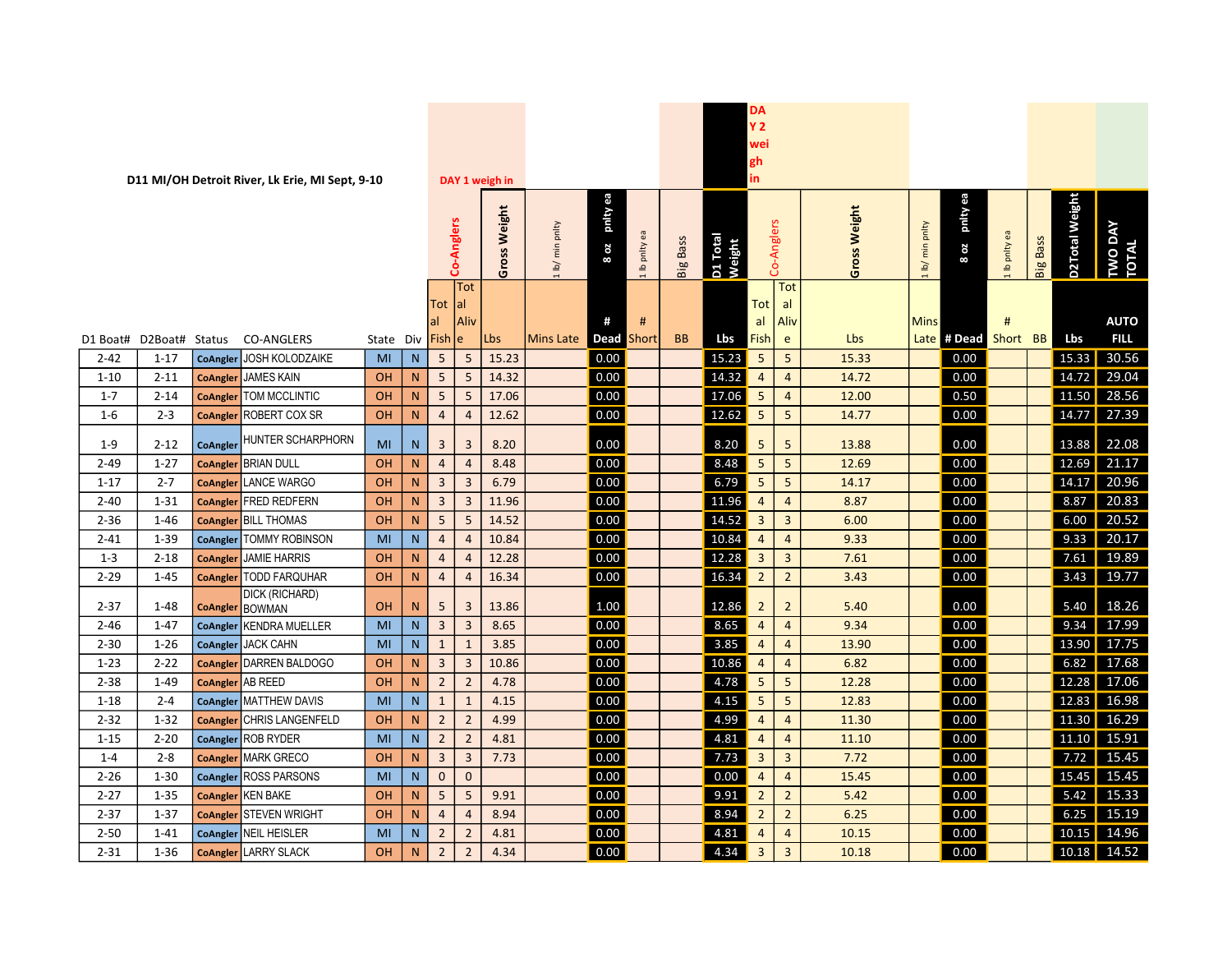**D11 MI/OH Detroit River, Lk Erie, MI Sept, 9-10**

| | | | | | | DAY 1 weigh in | | | | | | | | | DAY 2 weigh in | | | | | | | | | |
|---|---|---|---|---|---|---|---|---|---|---|---|---|---|---|---|---|---|---|---|---|---|---|---|---|
| | | | | | | Co-Anglers | | Gross Weight | 1 lb/ min pnlty | 8 oz pnlty ea | 1 lb pnlty ea | Big Bass | D1 Total Weight | Co-Anglers | | Gross Weight | 1 lb/ min pnlty | 8 oz pnlty ea | 1 lb pnlty ea | Big Bass | D2Total Weight | TWO DAY TOTAL |
| D1 Boat# | D2Boat# | Status | CO-ANGLERS | State | Div | Total Fish | Total Alive | Lbs | Mins Late | # Dead | # Short | BB | Lbs | Total Fish | Total Alive | Lbs | Mins Late | # Dead | # Short | BB | Lbs | AUTO FILL |
| 2-42 | 1-17 | CoAngler | JOSH KOLODZAIKE | MI | N | 5 | 5 | 15.23 | | 0.00 | | | 15.23 | 5 | 5 | 15.33 | | 0.00 | | | 15.33 | 30.56 |
| 1-10 | 2-11 | CoAngler | JAMES KAIN | OH | N | 5 | 5 | 14.32 | | 0.00 | | | 14.32 | 4 | 4 | 14.72 | | 0.00 | | | 14.72 | 29.04 |
| 1-7 | 2-14 | CoAngler | TOM MCCLINTIC | OH | N | 5 | 5 | 17.06 | | 0.00 | | | 17.06 | 5 | 4 | 12.00 | | 0.50 | | | 11.50 | 28.56 |
| 1-6 | 2-3 | CoAngler | ROBERT COX SR | OH | N | 4 | 4 | 12.62 | | 0.00 | | | 12.62 | 5 | 5 | 14.77 | | 0.00 | | | 14.77 | 27.39 |
| 1-9 | 2-12 | CoAngler | HUNTER SCHARPHORN | MI | N | 3 | 3 | 8.20 | | 0.00 | | | 8.20 | 5 | 5 | 13.88 | | 0.00 | | | 13.88 | 22.08 |
| 2-49 | 1-27 | CoAngler | BRIAN DULL | OH | N | 4 | 4 | 8.48 | | 0.00 | | | 8.48 | 5 | 5 | 12.69 | | 0.00 | | | 12.69 | 21.17 |
| 1-17 | 2-7 | CoAngler | LANCE WARGO | OH | N | 3 | 3 | 6.79 | | 0.00 | | | 6.79 | 5 | 5 | 14.17 | | 0.00 | | | 14.17 | 20.96 |
| 2-40 | 1-31 | CoAngler | FRED REDFERN | OH | N | 3 | 3 | 11.96 | | 0.00 | | | 11.96 | 4 | 4 | 8.87 | | 0.00 | | | 8.87 | 20.83 |
| 2-36 | 1-46 | CoAngler | BILL THOMAS | OH | N | 5 | 5 | 14.52 | | 0.00 | | | 14.52 | 3 | 3 | 6.00 | | 0.00 | | | 6.00 | 20.52 |
| 2-41 | 1-39 | CoAngler | TOMMY ROBINSON | MI | N | 4 | 4 | 10.84 | | 0.00 | | | 10.84 | 4 | 4 | 9.33 | | 0.00 | | | 9.33 | 20.17 |
| 1-3 | 2-18 | CoAngler | JAMIE HARRIS | OH | N | 4 | 4 | 12.28 | | 0.00 | | | 12.28 | 3 | 3 | 7.61 | | 0.00 | | | 7.61 | 19.89 |
| 2-29 | 1-45 | CoAngler | TODD FARQUHAR | OH | N | 4 | 4 | 16.34 | | 0.00 | | | 16.34 | 2 | 2 | 3.43 | | 0.00 | | | 3.43 | 19.77 |
| 2-37 | 1-48 | CoAngler | DICK (RICHARD) BOWMAN | OH | N | 5 | 3 | 13.86 | | 1.00 | | | 12.86 | 2 | 2 | 5.40 | | 0.00 | | | 5.40 | 18.26 |
| 2-46 | 1-47 | CoAngler | KENDRA MUELLER | MI | N | 3 | 3 | 8.65 | | 0.00 | | | 8.65 | 4 | 4 | 9.34 | | 0.00 | | | 9.34 | 17.99 |
| 2-30 | 1-26 | CoAngler | JACK CAHN | MI | N | 1 | 1 | 3.85 | | 0.00 | | | 3.85 | 4 | 4 | 13.90 | | 0.00 | | | 13.90 | 17.75 |
| 1-23 | 2-22 | CoAngler | DARREN BALDOGO | OH | N | 3 | 3 | 10.86 | | 0.00 | | | 10.86 | 4 | 4 | 6.82 | | 0.00 | | | 6.82 | 17.68 |
| 2-38 | 1-49 | CoAngler | AB REED | OH | N | 2 | 2 | 4.78 | | 0.00 | | | 4.78 | 5 | 5 | 12.28 | | 0.00 | | | 12.28 | 17.06 |
| 1-18 | 2-4 | CoAngler | MATTHEW DAVIS | MI | N | 1 | 1 | 4.15 | | 0.00 | | | 4.15 | 5 | 5 | 12.83 | | 0.00 | | | 12.83 | 16.98 |
| 2-32 | 1-32 | CoAngler | CHRIS LANGENFELD | OH | N | 2 | 2 | 4.99 | | 0.00 | | | 4.99 | 4 | 4 | 11.30 | | 0.00 | | | 11.30 | 16.29 |
| 1-15 | 2-20 | CoAngler | ROB RYDER | MI | N | 2 | 2 | 4.81 | | 0.00 | | | 4.81 | 4 | 4 | 11.10 | | 0.00 | | | 11.10 | 15.91 |
| 1-4 | 2-8 | CoAngler | MARK GRECO | OH | N | 3 | 3 | 7.73 | | 0.00 | | | 7.73 | 3 | 3 | 7.72 | | 0.00 | | | 7.72 | 15.45 |
| 2-26 | 1-30 | CoAngler | ROSS PARSONS | MI | N | 0 | 0 | | | 0.00 | | | 0.00 | 4 | 4 | 15.45 | | 0.00 | | | 15.45 | 15.45 |
| 2-27 | 1-35 | CoAngler | KEN BAKE | OH | N | 5 | 5 | 9.91 | | 0.00 | | | 9.91 | 2 | 2 | 5.42 | | 0.00 | | | 5.42 | 15.33 |
| 2-37 | 1-37 | CoAngler | STEVEN WRIGHT | OH | N | 4 | 4 | 8.94 | | 0.00 | | | 8.94 | 2 | 2 | 6.25 | | 0.00 | | | 6.25 | 15.19 |
| 2-50 | 1-41 | CoAngler | NEIL HEISLER | MI | N | 2 | 2 | 4.81 | | 0.00 | | | 4.81 | 4 | 4 | 10.15 | | 0.00 | | | 10.15 | 14.96 |
| 2-31 | 1-36 | CoAngler | LARRY SLACK | OH | N | 2 | 2 | 4.34 | | 0.00 | | | 4.34 | 3 | 3 | 10.18 | | 0.00 | | | 10.18 | 14.52 |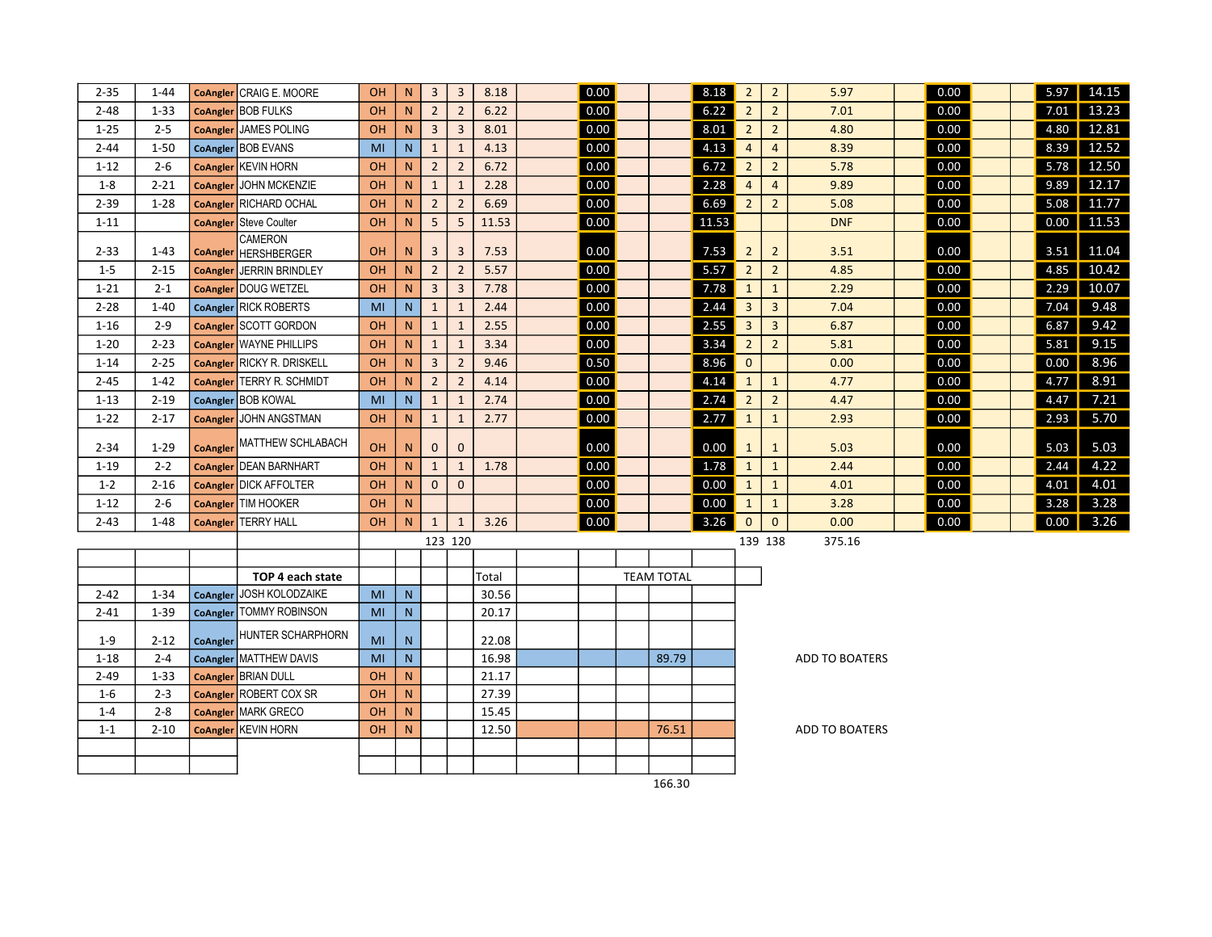| | | | | | | | | | | | | | | | | | | | | | | | |
|---|---|---|---|---|---|---|---|---|---|---|---|---|---|---|---|---|---|---|---|---|---|---|---|
| 2-35 | 1-44 | CoAngler | CRAIG E. MOORE | OH | N | 3 | 3 | 8.18 | | 0.00 | | | 8.18 | 2 | 2 | 5.97 | | 0.00 | | | 5.97 | 14.15 |
| 2-48 | 1-33 | CoAngler | BOB FULKS | OH | N | 2 | 2 | 6.22 | | 0.00 | | | 6.22 | 2 | 2 | 7.01 | | 0.00 | | | 7.01 | 13.23 |
| 1-25 | 2-5 | CoAngler | JAMES POLING | OH | N | 3 | 3 | 8.01 | | 0.00 | | | 8.01 | 2 | 2 | 4.80 | | 0.00 | | | 4.80 | 12.81 |
| 2-44 | 1-50 | CoAngler | BOB EVANS | MI | N | 1 | 1 | 4.13 | | 0.00 | | | 4.13 | 4 | 4 | 8.39 | | 0.00 | | | 8.39 | 12.52 |
| 1-12 | 2-6 | CoAngler | KEVIN HORN | OH | N | 2 | 2 | 6.72 | | 0.00 | | | 6.72 | 2 | 2 | 5.78 | | 0.00 | | | 5.78 | 12.50 |
| 1-8 | 2-21 | CoAngler | JOHN MCKENZIE | OH | N | 1 | 1 | 2.28 | | 0.00 | | | 2.28 | 4 | 4 | 9.89 | | 0.00 | | | 9.89 | 12.17 |
| 2-39 | 1-28 | CoAngler | RICHARD OCHAL | OH | N | 2 | 2 | 6.69 | | 0.00 | | | 6.69 | 2 | 2 | 5.08 | | 0.00 | | | 5.08 | 11.77 |
| 1-11 | | CoAngler | Steve Coulter | OH | N | 5 | 5 | 11.53 | | 0.00 | | | 11.53 | | | DNF | | 0.00 | | | 0.00 | 11.53 |
| 2-33 | 1-43 | CoAngler | CAMERON HERSHBERGER | OH | N | 3 | 3 | 7.53 | | 0.00 | | | 7.53 | 2 | 2 | 3.51 | | 0.00 | | | 3.51 | 11.04 |
| 1-5 | 2-15 | CoAngler | JERRIN BRINDLEY | OH | N | 2 | 2 | 5.57 | | 0.00 | | | 5.57 | 2 | 2 | 4.85 | | 0.00 | | | 4.85 | 10.42 |
| 1-21 | 2-1 | CoAngler | DOUG WETZEL | OH | N | 3 | 3 | 7.78 | | 0.00 | | | 7.78 | 1 | 1 | 2.29 | | 0.00 | | | 2.29 | 10.07 |
| 2-28 | 1-40 | CoAngler | RICK ROBERTS | MI | N | 1 | 1 | 2.44 | | 0.00 | | | 2.44 | 3 | 3 | 7.04 | | 0.00 | | | 7.04 | 9.48 |
| 1-16 | 2-9 | CoAngler | SCOTT GORDON | OH | N | 1 | 1 | 2.55 | | 0.00 | | | 2.55 | 3 | 3 | 6.87 | | 0.00 | | | 6.87 | 9.42 |
| 1-20 | 2-23 | CoAngler | WAYNE PHILLIPS | OH | N | 1 | 1 | 3.34 | | 0.00 | | | 3.34 | 2 | 2 | 5.81 | | 0.00 | | | 5.81 | 9.15 |
| 1-14 | 2-25 | CoAngler | RICKY R. DRISKELL | OH | N | 3 | 2 | 9.46 | | 0.50 | | | 8.96 | 0 | | 0.00 | | 0.00 | | | 0.00 | 8.96 |
| 2-45 | 1-42 | CoAngler | TERRY R. SCHMIDT | OH | N | 2 | 2 | 4.14 | | 0.00 | | | 4.14 | 1 | 1 | 4.77 | | 0.00 | | | 4.77 | 8.91 |
| 1-13 | 2-19 | CoAngler | BOB KOWAL | MI | N | 1 | 1 | 2.74 | | 0.00 | | | 2.74 | 2 | 2 | 4.47 | | 0.00 | | | 4.47 | 7.21 |
| 1-22 | 2-17 | CoAngler | JOHN ANGSTMAN | OH | N | 1 | 1 | 2.77 | | 0.00 | | | 2.77 | 1 | 1 | 2.93 | | 0.00 | | | 2.93 | 5.70 |
| 2-34 | 1-29 | CoAngler | MATTHEW SCHLABACH | OH | N | 0 | 0 | | | 0.00 | | | 0.00 | 1 | 1 | 5.03 | | 0.00 | | | 5.03 | 5.03 |
| 1-19 | 2-2 | CoAngler | DEAN BARNHART | OH | N | 1 | 1 | 1.78 | | 0.00 | | | 1.78 | 1 | 1 | 2.44 | | 0.00 | | | 2.44 | 4.22 |
| 1-2 | 2-16 | CoAngler | DICK AFFOLTER | OH | N | 0 | 0 | | | 0.00 | | | 0.00 | 1 | 1 | 4.01 | | 0.00 | | | 4.01 | 4.01 |
| 1-12 | 2-6 | CoAngler | TIM HOOKER | OH | N | | | | | 0.00 | | | 0.00 | 1 | 1 | 3.28 | | 0.00 | | | 3.28 | 3.28 |
| 2-43 | 1-48 | CoAngler | TERRY HALL | OH | N | 1 | 1 | 3.26 | | 0.00 | | | 3.26 | 0 | 0 | 0.00 | | 0.00 | | | 0.00 | 3.26 |
| | | | | | | 123 | 120 | | | | | | | 139 | 138 | 375.16 | | | | | | |

| | | | | | | | | | | | | | |
|---|---|---|---|---|---|---|---|---|---|---|---|---|---|
| | | | **TOP 4 each state** | | | | | Total | | TEAM TOTAL | | | |
| 2-42 | 1-34 | CoAngler | JOSH KOLODZAIKE | MI | N | | | 30.56 | | | | | |
| 2-41 | 1-39 | CoAngler | TOMMY ROBINSON | MI | N | | | 20.17 | | | | | |
| 1-9 | 2-12 | CoAngler | HUNTER SCHARPHORN | MI | N | | | 22.08 | | | | | |
| 1-18 | 2-4 | CoAngler | MATTHEW DAVIS | MI | N | | | 16.98 | | | 89.79 | | ADD TO BOATERS |
| 2-49 | 1-33 | CoAngler | BRIAN DULL | OH | N | | | 21.17 | | | | | |
| 1-6 | 2-3 | CoAngler | ROBERT COX SR | OH | N | | | 27.39 | | | | | |
| 1-4 | 2-8 | CoAngler | MARK GRECO | OH | N | | | 15.45 | | | | | |
| 1-1 | 2-10 | CoAngler | KEVIN HORN | OH | N | | | 12.50 | | | 76.51 | | ADD TO BOATERS |
| | | | | | | | | | | | 166.30 | | |